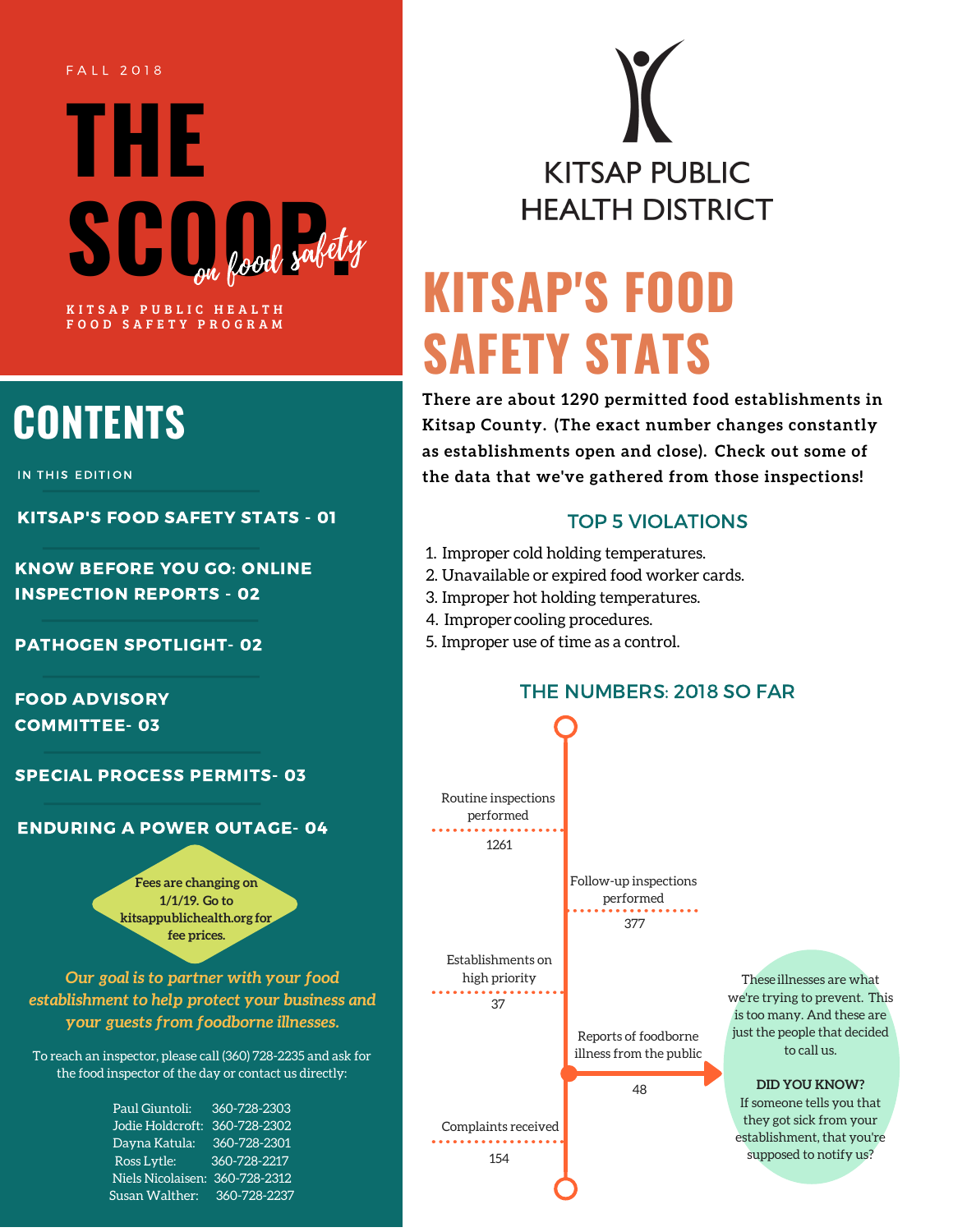FALL 2018

# THE SCOOP. *on food safety*

KITSAP PUBLIC HEALTH FOOD SAFETY PROGRAM

## CONTENTS

IN THIS EDITION

- **KITSAP'S FOOD SAFETY STATS - 01**
- **KNOW BEFORE YOU GO: ONLINE INSPECTION REPORTS - 02**
- **PATHOGEN SPOTLIGHT- 02**
- **FOOD ADVISORY COMMITTEE- 03**
- **SPECIAL PROCESS PERMITS- 03**
- **ENDURING A POWER OUTAGE- 04**

Fees are changing on 1/1/19. Go to kitsappublichealth.org for fee prices.

*Our goal is to partner with your food establishment to help protect your business and your guests from foodborne illnesses.*

To reach an inspector, please call (360) 728-2235 and ask for the food inspector of the day or contact us directly:

| | |
|---|---|
| Paul Giuntoli: | 360-728-2303 |
| Jodie Holdcroft: | 360-728-2302 |
| Dayna Katula: | 360-728-2301 |
| Ross Lytle: | 360-728-2217 |
| Niels Nicolaisen: | 360-728-2312 |
| Susan Walther: | 360-728-2237 |

KITSAP PUBLIC HEALTH DISTRICT

# KITSAP'S FOOD SAFETY STATS

**There are about 1290 permitted food establishments in Kitsap County. (The exact number changes constantly as establishments open and close). Check out some of the data that we've gathered from those inspections!**

### TOP 5 VIOLATIONS

1. Improper cold holding temperatures.
2. Unavailable or expired food worker cards.
3. Improper hot holding temperatures.
4. Improper cooling procedures.
5. Improper use of time as a control.

### THE NUMBERS: 2018 SO FAR

- Routine inspections performed: 1261
- Follow-up inspections performed: 377
- Establishments on high priority: 37
- Reports of foodborne illness from the public: 48
- Complaints received: 154

These illnesses are what we're trying to prevent. This is too many. And these are just the people that decided to call us.

**DID YOU KNOW?**
If someone tells you that they got sick from your establishment, that you're supposed to notify us?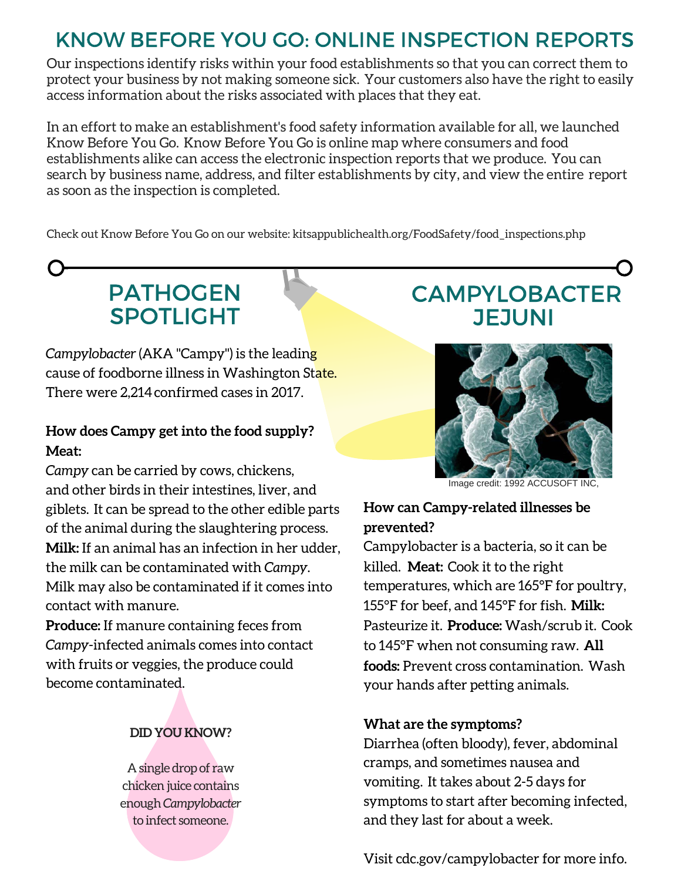# KNOW BEFORE YOU GO: ONLINE INSPECTION REPORTS

Our inspections identify risks within your food establishments so that you can correct them to protect your business by not making someone sick. Your customers also have the right to easily access information about the risks associated with places that they eat.

In an effort to make an establishment's food safety information available for all, we launched Know Before You Go. Know Before You Go is online map where consumers and food establishments alike can access the electronic inspection reports that we produce. You can search by business name, address, and filter establishments by city, and view the entire report as soon as the inspection is completed.

Check out Know Before You Go on our website: kitsappublichealth.org/FoodSafety/food_inspections.php

## PATHOGEN SPOTLIGHT

## CAMPYLOBACTER JEJUNI

Image credit: 1992 ACCUSOFT INC,

*Campylobacter* (AKA "Campy") is the leading cause of foodborne illness in Washington State. There were 2,214 confirmed cases in 2017.

**How does Campy get into the food supply?**

**Meat:**
*Campy* can be carried by cows, chickens, and other birds in their intestines, liver, and giblets. It can be spread to the other edible parts of the animal during the slaughtering process.
**Milk:** If an animal has an infection in her udder, the milk can be contaminated with *Campy*. Milk may also be contaminated if it comes into contact with manure.
**Produce:** If manure containing feces from *Campy*-infected animals comes into contact with fruits or veggies, the produce could become contaminated.

**DID YOU KNOW?**

A single drop of raw chicken juice contains enough *Campylobacter* to infect someone.

**How can Campy-related illnesses be prevented?**

Campylobacter is a bacteria, so it can be killed. **Meat:** Cook it to the right temperatures, which are 165°F for poultry, 155°F for beef, and 145°F for fish. **Milk:** Pasteurize it. **Produce:** Wash/scrub it. Cook to 145°F when not consuming raw. **All foods:** Prevent cross contamination. Wash your hands after petting animals.

**What are the symptoms?**

Diarrhea (often bloody), fever, abdominal cramps, and sometimes nausea and vomiting. It takes about 2-5 days for symptoms to start after becoming infected, and they last for about a week.

Visit cdc.gov/campylobacter for more info.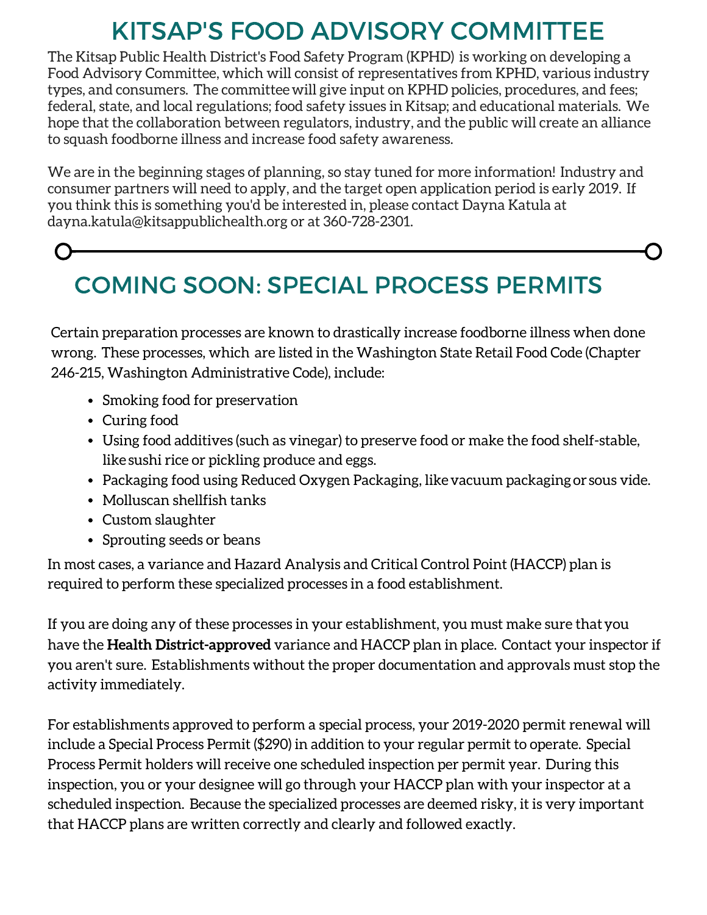# KITSAP'S FOOD ADVISORY COMMITTEE

The Kitsap Public Health District's Food Safety Program (KPHD) is working on developing a Food Advisory Committee, which will consist of representatives from KPHD, various industry types, and consumers. The committee will give input on KPHD policies, procedures, and fees; federal, state, and local regulations; food safety issues in Kitsap; and educational materials. We hope that the collaboration between regulators, industry, and the public will create an alliance to squash foodborne illness and increase food safety awareness.

We are in the beginning stages of planning, so stay tuned for more information! Industry and consumer partners will need to apply, and the target open application period is early 2019. If you think this is something you'd be interested in, please contact Dayna Katula at dayna.katula@kitsappublichealth.org or at 360-728-2301.

---

# COMING SOON: SPECIAL PROCESS PERMITS

Certain preparation processes are known to drastically increase foodborne illness when done wrong. These processes, which are listed in the Washington State Retail Food Code (Chapter 246-215, Washington Administrative Code), include:

- Smoking food for preservation
- Curing food
- Using food additives (such as vinegar) to preserve food or make the food shelf-stable, like sushi rice or pickling produce and eggs.
- Packaging food using Reduced Oxygen Packaging, like vacuum packaging or sous vide.
- Molluscan shellfish tanks
- Custom slaughter
- Sprouting seeds or beans

In most cases, a variance and Hazard Analysis and Critical Control Point (HACCP) plan is required to perform these specialized processes in a food establishment.

If you are doing any of these processes in your establishment, you must make sure that you have the **Health District-approved** variance and HACCP plan in place. Contact your inspector if you aren't sure. Establishments without the proper documentation and approvals must stop the activity immediately.

For establishments approved to perform a special process, your 2019-2020 permit renewal will include a Special Process Permit ($290) in addition to your regular permit to operate. Special Process Permit holders will receive one scheduled inspection per permit year. During this inspection, you or your designee will go through your HACCP plan with your inspector at a scheduled inspection. Because the specialized processes are deemed risky, it is very important that HACCP plans are written correctly and clearly and followed exactly.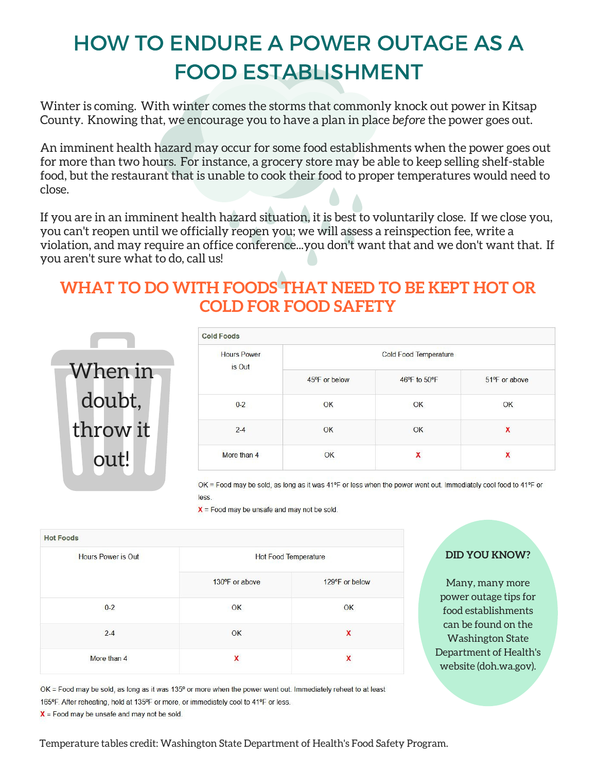# HOW TO ENDURE A POWER OUTAGE AS A FOOD ESTABLISHMENT

Winter is coming. With winter comes the storms that commonly knock out power in Kitsap County. Knowing that, we encourage you to have a plan in place *before* the power goes out.

An imminent health hazard may occur for some food establishments when the power goes out for more than two hours. For instance, a grocery store may be able to keep selling shelf-stable food, but the restaurant that is unable to cook their food to proper temperatures would need to close.

If you are in an imminent health hazard situation, it is best to voluntarily close. If we close you, you can't reopen until we officially reopen you; we will assess a reinspection fee, write a violation, and may require an office conference...you don't want that and we don't want that. If you aren't sure what to do, call us!

## WHAT TO DO WITH FOODS THAT NEED TO BE KEPT HOT OR COLD FOR FOOD SAFETY

When in doubt, throw it out!

**Cold Foods**

| Hours Power is Out | Cold Food Temperature | | |
|---|---|---|---|
| | 45ºF or below | 46ºF to 50ºF | 51ºF or above |
| 0-2 | OK | OK | OK |
| 2-4 | OK | OK | X |
| More than 4 | OK | X | X |

OK = Food may be sold, as long as it was 41ºF or less when the power went out. Immediately cool food to 41ºF or less.

X = Food may be unsafe and may not be sold.

**Hot Foods**

| Hours Power is Out | Hot Food Temperature | |
|---|---|---|
| | 130ºF or above | 129ºF or below |
| 0-2 | OK | OK |
| 2-4 | OK | X |
| More than 4 | X | X |

OK = Food may be sold, as long as it was 135º or more when the power went out. Immediately reheat to at least 165ºF. After reheating, hold at 135ºF or more, or immediately cool to 41ºF or less.

X = Food may be unsafe and may not be sold.

**DID YOU KNOW?**

Many, many more power outage tips for food establishments can be found on the Washington State Department of Health's website (doh.wa.gov).

Temperature tables credit: Washington State Department of Health's Food Safety Program.